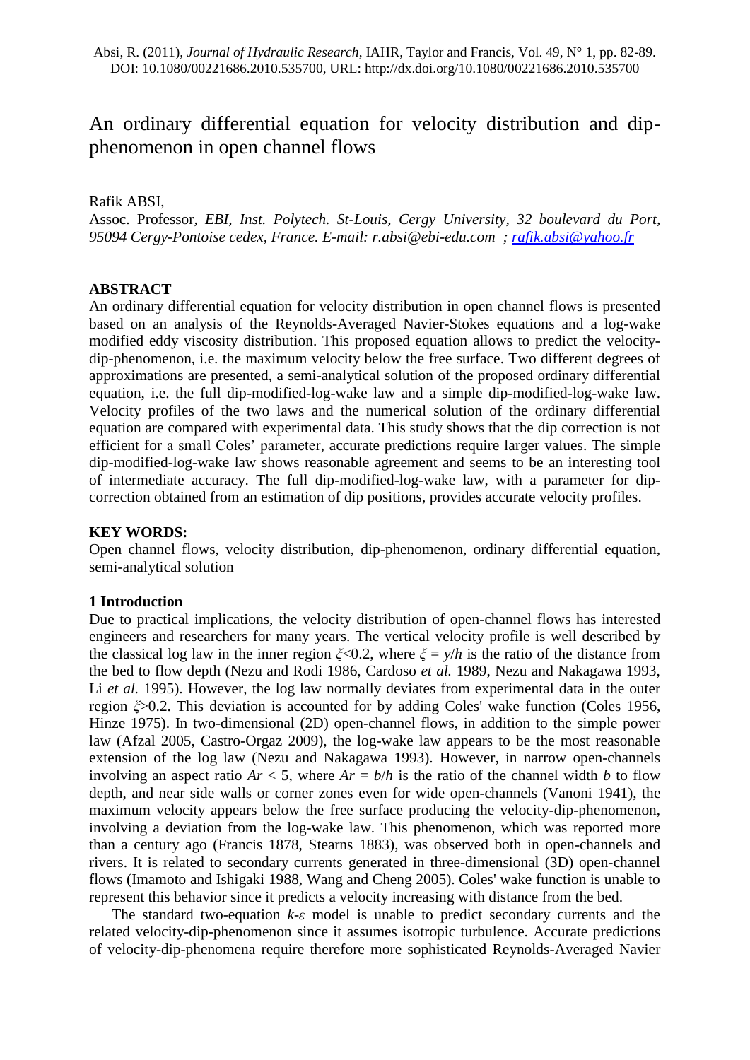Absi, R. (2011), *Journal of Hydraulic Research*, IAHR, Taylor and Francis, Vol. 49, N° 1, pp. 82-89. DOI: 10.1080/00221686.2010.535700, URL: http://dx.doi.org/10.1080/00221686.2010.535700

# An ordinary differential equation for velocity distribution and dip-phenomenon in open channel flows

Rafik ABSI,

Assoc. Professor, *EBI, Inst. Polytech. St-Louis, Cergy University, 32 boulevard du Port, 95094 Cergy-Pontoise cedex, France. E-mail: r.absi@ebi-edu.com ; rafik.absi@yahoo.fr*

## ABSTRACT

An ordinary differential equation for velocity distribution in open channel flows is presented based on an analysis of the Reynolds-Averaged Navier-Stokes equations and a log-wake modified eddy viscosity distribution. This proposed equation allows to predict the velocity-dip-phenomenon, i.e. the maximum velocity below the free surface. Two different degrees of approximations are presented, a semi-analytical solution of the proposed ordinary differential equation, i.e. the full dip-modified-log-wake law and a simple dip-modified-log-wake law. Velocity profiles of the two laws and the numerical solution of the ordinary differential equation are compared with experimental data. This study shows that the dip correction is not efficient for a small Coles' parameter, accurate predictions require larger values. The simple dip-modified-log-wake law shows reasonable agreement and seems to be an interesting tool of intermediate accuracy. The full dip-modified-log-wake law, with a parameter for dip-correction obtained from an estimation of dip positions, provides accurate velocity profiles.

## KEY WORDS:

Open channel flows, velocity distribution, dip-phenomenon, ordinary differential equation, semi-analytical solution

## 1 Introduction

Due to practical implications, the velocity distribution of open-channel flows has interested engineers and researchers for many years. The vertical velocity profile is well described by the classical log law in the inner region $\xi<0.2$, where $\xi = y/h$ is the ratio of the distance from the bed to flow depth (Nezu and Rodi 1986, Cardoso *et al.* 1989, Nezu and Nakagawa 1993, Li *et al.* 1995). However, the log law normally deviates from experimental data in the outer region $\xi>0.2$. This deviation is accounted for by adding Coles' wake function (Coles 1956, Hinze 1975). In two-dimensional (2D) open-channel flows, in addition to the simple power law (Afzal 2005, Castro-Orgaz 2009), the log-wake law appears to be the most reasonable extension of the log law (Nezu and Nakagawa 1993). However, in narrow open-channels involving an aspect ratio $Ar < 5$, where $Ar = b/h$ is the ratio of the channel width $b$ to flow depth, and near side walls or corner zones even for wide open-channels (Vanoni 1941), the maximum velocity appears below the free surface producing the velocity-dip-phenomenon, involving a deviation from the log-wake law. This phenomenon, which was reported more than a century ago (Francis 1878, Stearns 1883), was observed both in open-channels and rivers. It is related to secondary currents generated in three-dimensional (3D) open-channel flows (Imamoto and Ishigaki 1988, Wang and Cheng 2005). Coles' wake function is unable to represent this behavior since it predicts a velocity increasing with distance from the bed.

The standard two-equation $k$-$\varepsilon$ model is unable to predict secondary currents and the related velocity-dip-phenomenon since it assumes isotropic turbulence. Accurate predictions of velocity-dip-phenomena require therefore more sophisticated Reynolds-Averaged Navier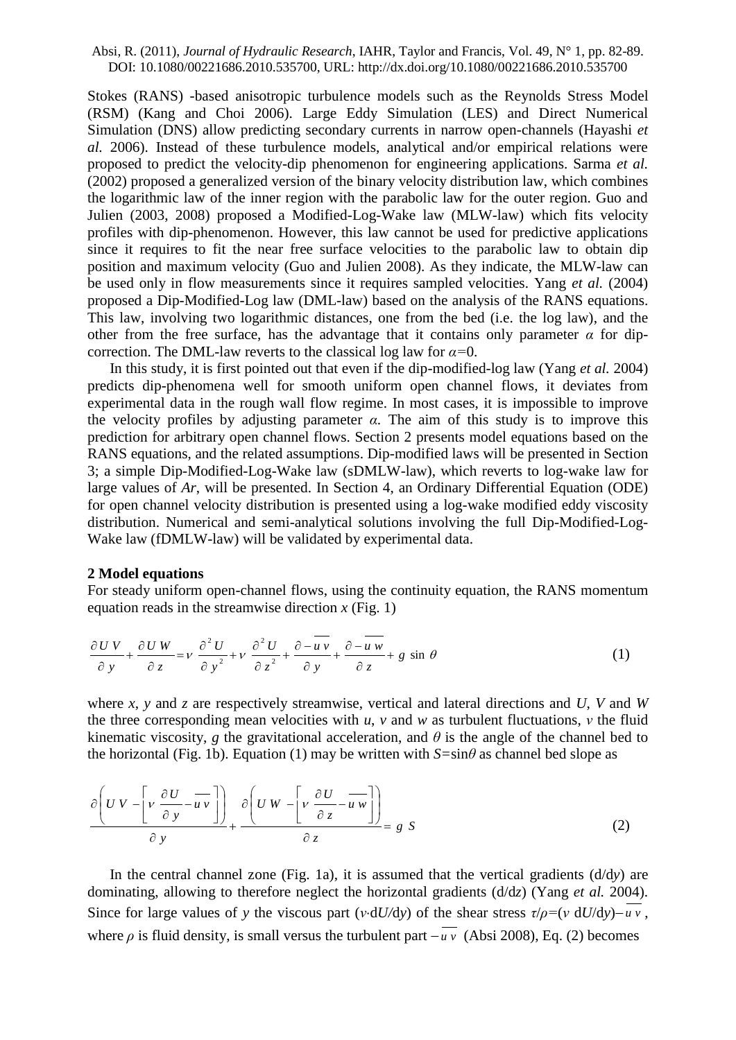Stokes (RANS) -based anisotropic turbulence models such as the Reynolds Stress Model (RSM) (Kang and Choi 2006). Large Eddy Simulation (LES) and Direct Numerical Simulation (DNS) allow predicting secondary currents in narrow open-channels (Hayashi *et al.* 2006). Instead of these turbulence models, analytical and/or empirical relations were proposed to predict the velocity-dip phenomenon for engineering applications. Sarma *et al.* (2002) proposed a generalized version of the binary velocity distribution law, which combines the logarithmic law of the inner region with the parabolic law for the outer region. Guo and Julien (2003, 2008) proposed a Modified-Log-Wake law (MLW-law) which fits velocity profiles with dip-phenomenon. However, this law cannot be used for predictive applications since it requires to fit the near free surface velocities to the parabolic law to obtain dip position and maximum velocity (Guo and Julien 2008). As they indicate, the MLW-law can be used only in flow measurements since it requires sampled velocities. Yang *et al.* (2004) proposed a Dip-Modified-Log law (DML-law) based on the analysis of the RANS equations. This law, involving two logarithmic distances, one from the bed (i.e. the log law), and the other from the free surface, has the advantage that it contains only parameter $\alpha$ for dip-correction. The DML-law reverts to the classical log law for $\alpha$=0.

In this study, it is first pointed out that even if the dip-modified-log law (Yang *et al.* 2004) predicts dip-phenomena well for smooth uniform open channel flows, it deviates from experimental data in the rough wall flow regime. In most cases, it is impossible to improve the velocity profiles by adjusting parameter $\alpha$. The aim of this study is to improve this prediction for arbitrary open channel flows. Section 2 presents model equations based on the RANS equations, and the related assumptions. Dip-modified laws will be presented in Section 3; a simple Dip-Modified-Log-Wake law (sDMLW-law), which reverts to log-wake law for large values of $Ar$, will be presented. In Section 4, an Ordinary Differential Equation (ODE) for open channel velocity distribution is presented using a log-wake modified eddy viscosity distribution. Numerical and semi-analytical solutions involving the full Dip-Modified-Log-Wake law (fDMLW-law) will be validated by experimental data.

## 2 Model equations

For steady uniform open-channel flows, using the continuity equation, the RANS momentum equation reads in the streamwise direction $x$ (Fig. 1)

$$\frac{\partial U\,V}{\partial y}+\frac{\partial U\,W}{\partial z}=\nu\,\frac{\partial^2 U}{\partial y^2}+\nu\,\frac{\partial^2 U}{\partial z^2}+\frac{\partial -\overline{u\,v}}{\partial y}+\frac{\partial -\overline{u\,w}}{\partial z}+g\,\sin\,\theta \tag{1}$$

where $x$, $y$ and $z$ are respectively streamwise, vertical and lateral directions and $U$, $V$ and $W$ the three corresponding mean velocities with $u$, $v$ and $w$ as turbulent fluctuations, $\nu$ the fluid kinematic viscosity, $g$ the gravitational acceleration, and $\theta$ is the angle of the channel bed to the horizontal (Fig. 1b). Equation (1) may be written with $S$=sin$\theta$ as channel bed slope as

$$\frac{\partial\left(U\,V-\left[\nu\,\dfrac{\partial U}{\partial y}-\overline{u\,v}\right]\right)}{\partial y}+\frac{\partial\left(U\,W-\left[\nu\,\dfrac{\partial U}{\partial z}-\overline{u\,w}\right]\right)}{\partial z}=g\,S \tag{2}$$

In the central channel zone (Fig. 1a), it is assumed that the vertical gradients (d/d$y$) are dominating, allowing to therefore neglect the horizontal gradients (d/d$z$) (Yang *et al.* 2004). Since for large values of $y$ the viscous part ($\nu\cdot$d$U$/d$y$) of the shear stress $\tau/\rho=(\nu\,\mathrm{d}U/\mathrm{d}y)-\overline{u\,v}$, where $\rho$ is fluid density, is small versus the turbulent part $-\overline{u\,v}$ (Absi 2008), Eq. (2) becomes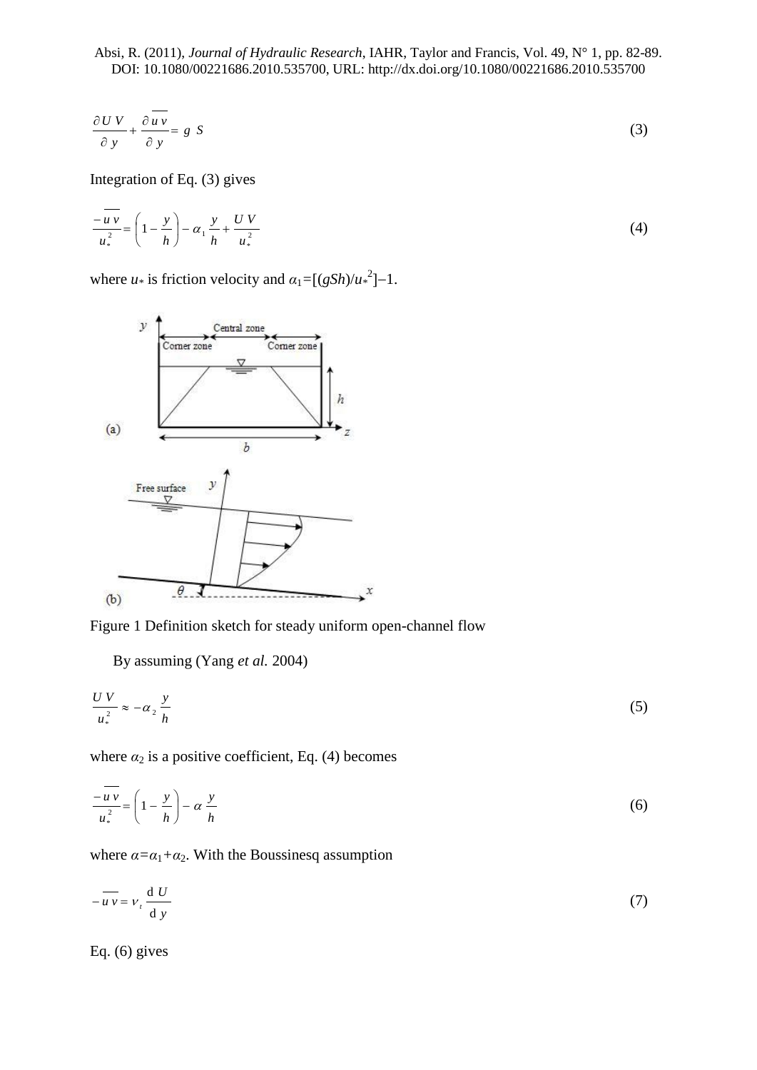$$\frac{\partial U\,V}{\partial y}+\frac{\partial \overline{u\,v}}{\partial y}=g\;S \tag{3}$$

Integration of Eq. (3) gives

$$\frac{-\overline{u\,v}}{u_*^2}=\left(1-\frac{y}{h}\right)-\alpha_1\frac{y}{h}+\frac{U\,V}{u_*^2} \tag{4}$$

where $u_*$ is friction velocity and $\alpha_1=[(gSh)/u_*^2]-1$.

Figure 1 Definition sketch for steady uniform open-channel flow

By assuming (Yang *et al.* 2004)

$$\frac{U\,V}{u_*^2}\approx-\alpha_2\frac{y}{h} \tag{5}$$

where $\alpha_2$ is a positive coefficient, Eq. (4) becomes

$$\frac{-\overline{u\,v}}{u_*^2}=\left(1-\frac{y}{h}\right)-\alpha\frac{y}{h} \tag{6}$$

where $\alpha=\alpha_1+\alpha_2$. With the Boussinesq assumption

$$-\overline{u\,v}=\nu_t\frac{\mathrm{d}\,U}{\mathrm{d}\,y} \tag{7}$$

Eq. (6) gives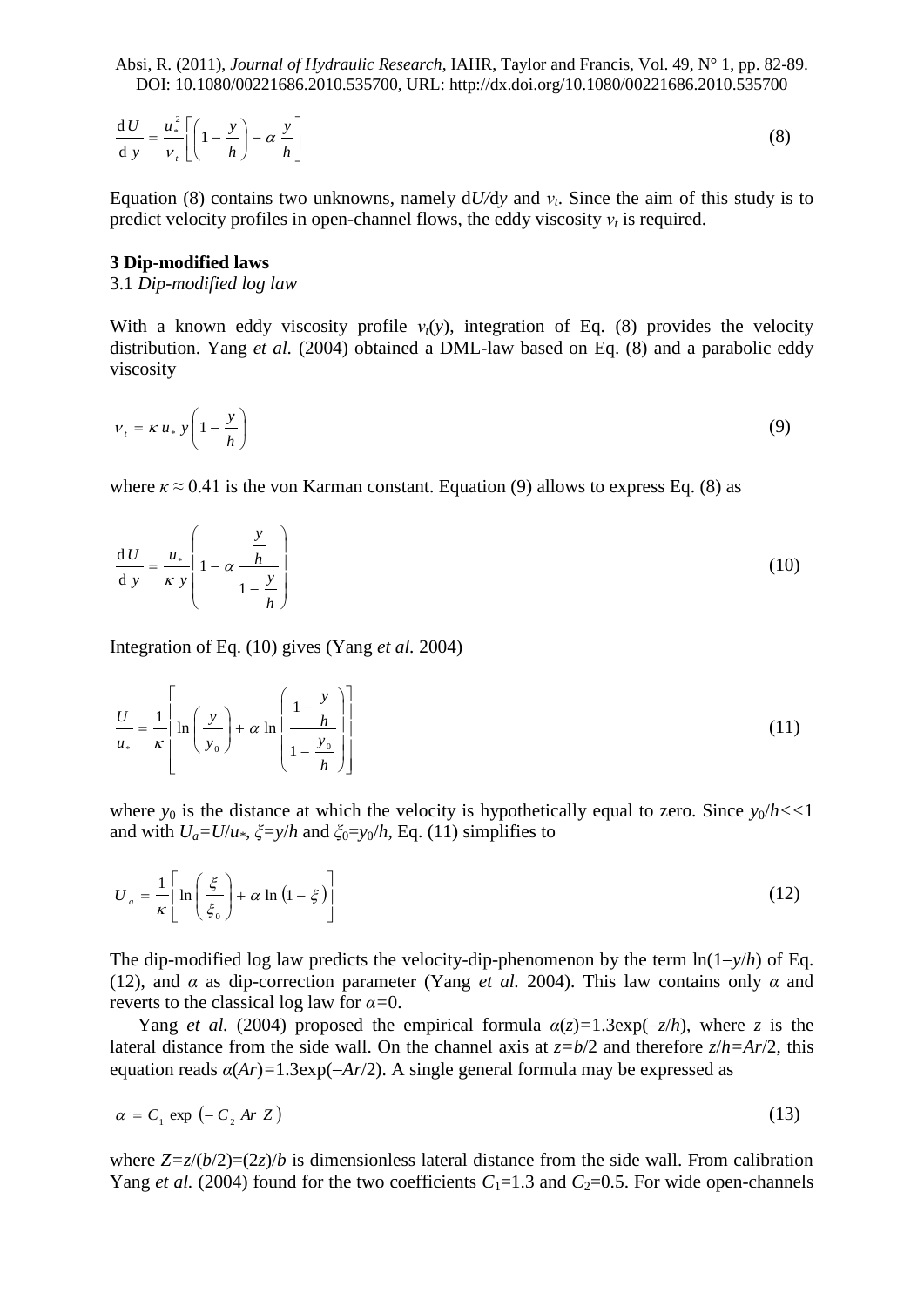$$\frac{\mathrm{d}\,U}{\mathrm{d}\,y} = \frac{u_*^2}{\nu_t}\left[\left(1-\frac{y}{h}\right) - \alpha\,\frac{y}{h}\right] \tag{8}$$

Equation (8) contains two unknowns, namely d$U$/d$y$ and $\nu_t$. Since the aim of this study is to predict velocity profiles in open-channel flows, the eddy viscosity $\nu_t$ is required.

## 3 Dip-modified laws

### 3.1 *Dip-modified log law*

With a known eddy viscosity profile $\nu_t(y)$, integration of Eq. (8) provides the velocity distribution. Yang *et al.* (2004) obtained a DML-law based on Eq. (8) and a parabolic eddy viscosity

$$\nu_t = \kappa\, u_*\, y\left(1-\frac{y}{h}\right) \tag{9}$$

where $\kappa \approx 0.41$ is the von Karman constant. Equation (9) allows to express Eq. (8) as

$$\frac{\mathrm{d}\,U}{\mathrm{d}\,y} = \frac{u_*}{\kappa\, y}\left(1-\alpha\,\frac{\dfrac{y}{h}}{1-\dfrac{y}{h}}\right) \tag{10}$$

Integration of Eq. (10) gives (Yang *et al.* 2004)

$$\frac{U}{u_*} = \frac{1}{\kappa}\left[\ln\left(\frac{y}{y_0}\right) + \alpha\,\ln\left(\frac{1-\dfrac{y}{h}}{1-\dfrac{y_0}{h}}\right)\right] \tag{11}$$

where $y_0$ is the distance at which the velocity is hypothetically equal to zero. Since $y_0/h << 1$ and with $U_a = U/u_*$, $\xi = y/h$ and $\xi_0 = y_0/h$, Eq. (11) simplifies to

$$U_a = \frac{1}{\kappa}\left[\ln\left(\frac{\xi}{\xi_0}\right) + \alpha\,\ln\left(1-\xi\right)\right] \tag{12}$$

The dip-modified log law predicts the velocity-dip-phenomenon by the term $\ln(1-y/h)$ of Eq. (12), and $\alpha$ as dip-correction parameter (Yang *et al.* 2004). This law contains only $\alpha$ and reverts to the classical log law for $\alpha=0$.

Yang *et al.* (2004) proposed the empirical formula $\alpha(z)=1.3\exp(-z/h)$, where $z$ is the lateral distance from the side wall. On the channel axis at $z=b/2$ and therefore $z/h=Ar/2$, this equation reads $\alpha(Ar)=1.3\exp(-Ar/2)$. A single general formula may be expressed as

$$\alpha = C_1\,\exp\left(-\,C_2\,Ar\;Z\right) \tag{13}$$

where $Z=z/(b/2)=(2z)/b$ is dimensionless lateral distance from the side wall. From calibration Yang *et al.* (2004) found for the two coefficients $C_1$=1.3 and $C_2$=0.5. For wide open-channels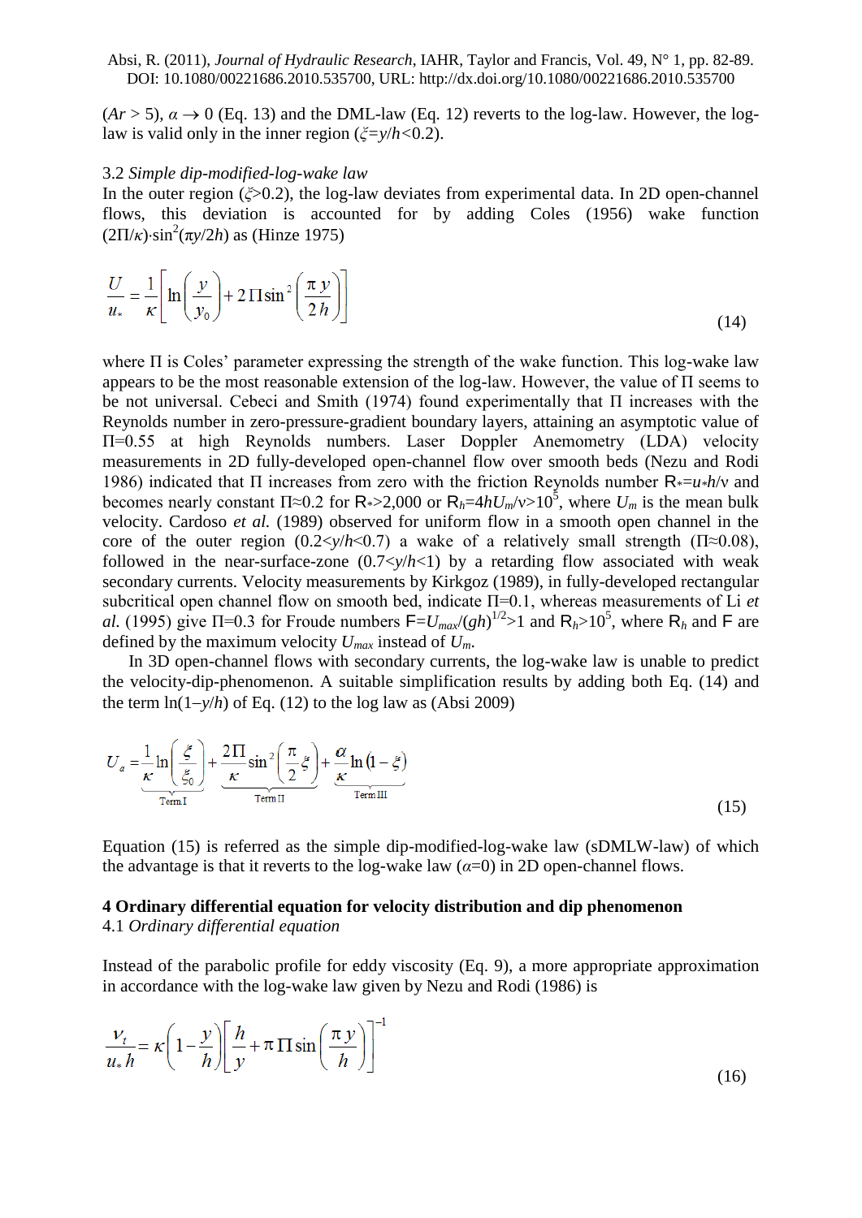($Ar > 5$), $\alpha \to 0$ (Eq. 13) and the DML-law (Eq. 12) reverts to the log-law. However, the log-law is valid only in the inner region ($\xi = y/h < 0.2$).

### 3.2 *Simple dip-modified-log-wake law*

In the outer region ($\xi > 0.2$), the log-law deviates from experimental data. In 2D open-channel flows, this deviation is accounted for by adding Coles (1956) wake function $(2\Pi/\kappa)\cdot\sin^2(\pi y/2h)$ as (Hinze 1975)

$$\frac{U}{u_*} = \frac{1}{\kappa}\left[\ln\left(\frac{y}{y_0}\right) + 2\,\Pi \sin^2\left(\frac{\pi\, y}{2\,h}\right)\right] \tag{14}$$

where $\Pi$ is Coles' parameter expressing the strength of the wake function. This log-wake law appears to be the most reasonable extension of the log-law. However, the value of $\Pi$ seems to be not universal. Cebeci and Smith (1974) found experimentally that $\Pi$ increases with the Reynolds number in zero-pressure-gradient boundary layers, attaining an asymptotic value of $\Pi$=0.55 at high Reynolds numbers. Laser Doppler Anemometry (LDA) velocity measurements in 2D fully-developed open-channel flow over smooth beds (Nezu and Rodi 1986) indicated that $\Pi$ increases from zero with the friction Reynolds number $\mathsf{R}_* = u_* h/\nu$ and becomes nearly constant $\Pi \approx 0.2$ for $\mathsf{R}_* > 2{,}000$ or $\mathsf{R}_h = 4hU_m/\nu > 10^5$, where $U_m$ is the mean bulk velocity. Cardoso *et al.* (1989) observed for uniform flow in a smooth open channel in the core of the outer region ($0.2 < y/h < 0.7$) a wake of a relatively small strength ($\Pi \approx 0.08$), followed in the near-surface-zone ($0.7 < y/h < 1$) by a retarding flow associated with weak secondary currents. Velocity measurements by Kirkgoz (1989), in fully-developed rectangular subcritical open channel flow on smooth bed, indicate $\Pi$=0.1, whereas measurements of Li *et al.* (1995) give $\Pi$=0.3 for Froude numbers $\mathsf{F} = U_{max}/(gh)^{1/2} > 1$ and $\mathsf{R}_h > 10^5$, where $\mathsf{R}_h$ and $\mathsf{F}$ are defined by the maximum velocity $U_{max}$ instead of $U_m$.

In 3D open-channel flows with secondary currents, the log-wake law is unable to predict the velocity-dip-phenomenon. A suitable simplification results by adding both Eq. (14) and the term $\ln(1-y/h)$ of Eq. (12) to the log law as (Absi 2009)

$$U_a = \underbrace{\frac{1}{\kappa}\ln\left(\frac{\xi}{\xi_0}\right)}_{\text{Term I}} + \underbrace{\frac{2\Pi}{\kappa}\sin^2\left(\frac{\pi}{2}\xi\right)}_{\text{Term II}} + \underbrace{\frac{\alpha}{\kappa}\ln(1-\xi)}_{\text{Term III}} \tag{15}$$

Equation (15) is referred as the simple dip-modified-log-wake law (sDMLW-law) of which the advantage is that it reverts to the log-wake law ($\alpha$=0) in 2D open-channel flows.

## 4 Ordinary differential equation for velocity distribution and dip phenomenon

### 4.1 *Ordinary differential equation*

Instead of the parabolic profile for eddy viscosity (Eq. 9), a more appropriate approximation in accordance with the log-wake law given by Nezu and Rodi (1986) is

$$\frac{\nu_t}{u_* h} = \kappa\left(1-\frac{y}{h}\right)\left[\frac{h}{y} + \pi\,\Pi \sin\left(\frac{\pi\, y}{h}\right)\right]^{-1} \tag{16}$$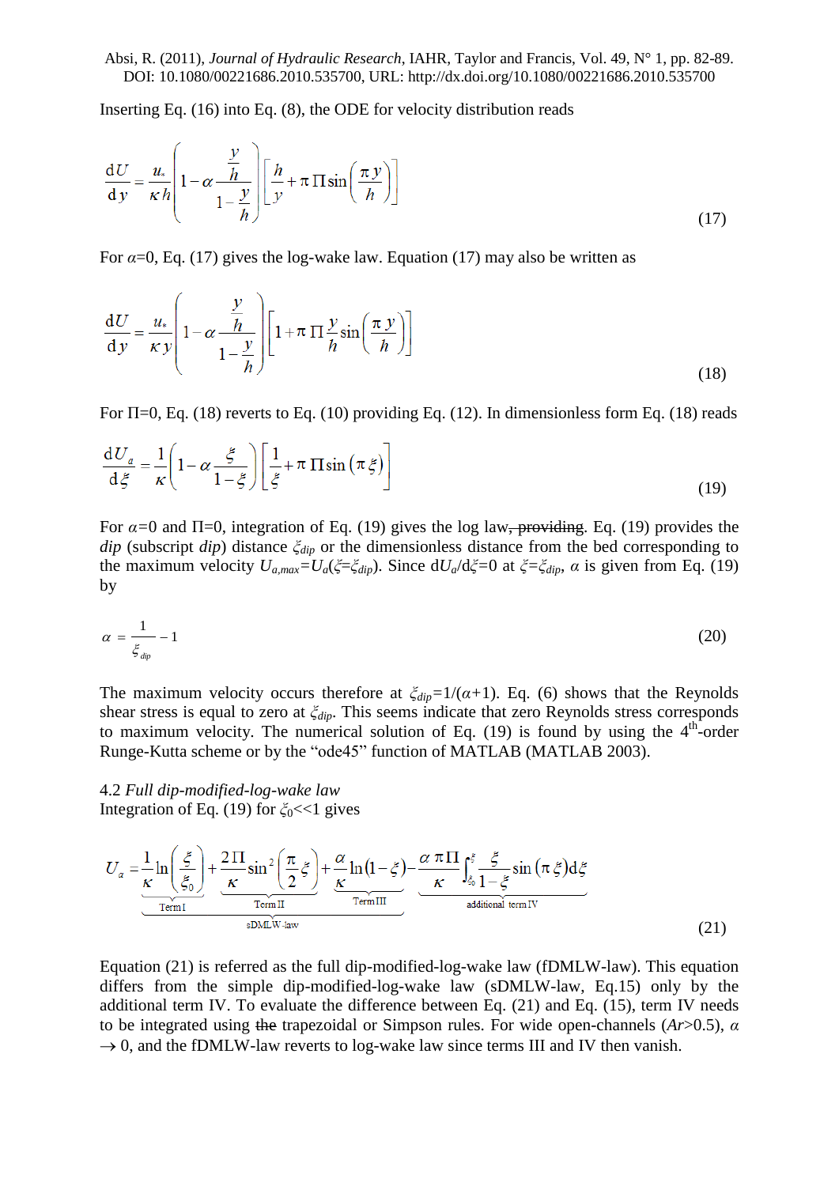Inserting Eq. (16) into Eq. (8), the ODE for velocity distribution reads

$$\frac{\mathrm{d}U}{\mathrm{d}y}=\frac{u_*}{\kappa h}\left(1-\alpha\frac{\frac{y}{h}}{1-\frac{y}{h}}\right)\left[\frac{h}{y}+\pi\,\Pi\sin\left(\frac{\pi\,y}{h}\right)\right] \tag{17}$$

For $\alpha$=0, Eq. (17) gives the log-wake law. Equation (17) may also be written as

$$\frac{\mathrm{d}U}{\mathrm{d}y}=\frac{u_*}{\kappa y}\left(1-\alpha\frac{\frac{y}{h}}{1-\frac{y}{h}}\right)\left[1+\pi\,\Pi\frac{y}{h}\sin\left(\frac{\pi\,y}{h}\right)\right] \tag{18}$$

For $\Pi$=0, Eq. (18) reverts to Eq. (10) providing Eq. (12). In dimensionless form Eq. (18) reads

$$\frac{\mathrm{d}U_a}{\mathrm{d}\xi}=\frac{1}{\kappa}\left(1-\alpha\frac{\xi}{1-\xi}\right)\left[\frac{1}{\xi}+\pi\,\Pi\sin\left(\pi\,\xi\right)\right] \tag{19}$$

For $\alpha$=0 and $\Pi$=0, integration of Eq. (19) gives the log law~~, providing~~. Eq. (19) provides the *dip* (subscript *dip*) distance $\xi_{dip}$ or the dimensionless distance from the bed corresponding to the maximum velocity $U_{a,max}=U_a(\xi=\xi_{dip})$. Since $\mathrm{d}U_a/\mathrm{d}\xi=0$ at $\xi=\xi_{dip}$, $\alpha$ is given from Eq. (19) by

$$\alpha=\frac{1}{\xi_{dip}}-1 \tag{20}$$

The maximum velocity occurs therefore at $\xi_{dip}=1/(\alpha+1)$. Eq. (6) shows that the Reynolds shear stress is equal to zero at $\xi_{dip}$. This seems indicate that zero Reynolds stress corresponds to maximum velocity. The numerical solution of Eq. (19) is found by using the 4$^{th}$-order Runge-Kutta scheme or by the "ode45" function of MATLAB (MATLAB 2003).

### 4.2 *Full dip-modified-log-wake law*

Integration of Eq. (19) for $\xi_0$<<1 gives

$$U_a=\underbrace{\underbrace{\frac{1}{\kappa}\ln\left(\frac{\xi}{\xi_0}\right)}_{\text{Term I}}+\underbrace{\frac{2\Pi}{\kappa}\sin^2\left(\frac{\pi}{2}\xi\right)}_{\text{Term II}}+\underbrace{\frac{\alpha}{\kappa}\ln\left(1-\xi\right)}_{\text{Term III}}}_{\text{sDMLW-law}}-\underbrace{\frac{\alpha\,\pi\,\Pi}{\kappa}\int_{\xi_0}^{\xi}\frac{\xi}{1-\xi}\sin\left(\pi\,\xi\right)\mathrm{d}\xi}_{\text{additional term IV}} \tag{21}$$

Equation (21) is referred as the full dip-modified-log-wake law (fDMLW-law). This equation differs from the simple dip-modified-log-wake law (sDMLW-law, Eq.15) only by the additional term IV. To evaluate the difference between Eq. (21) and Eq. (15), term IV needs to be integrated using ~~the~~ trapezoidal or Simpson rules. For wide open-channels ($Ar$>0.5), $\alpha \rightarrow 0$, and the fDMLW-law reverts to log-wake law since terms III and IV then vanish.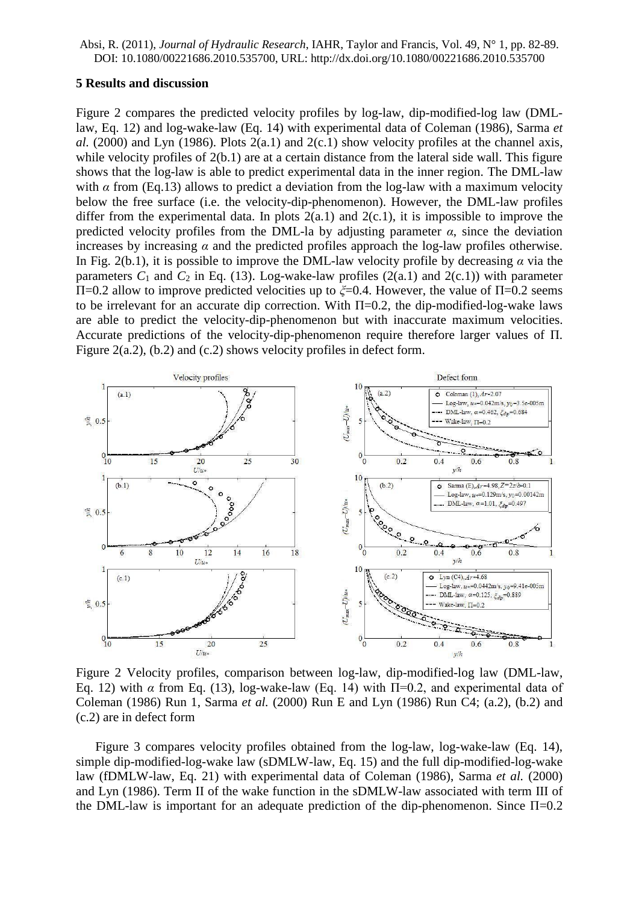## 5 Results and discussion

Figure 2 compares the predicted velocity profiles by log-law, dip-modified-log law (DML-law, Eq. 12) and log-wake-law (Eq. 14) with experimental data of Coleman (1986), Sarma *et al.* (2000) and Lyn (1986). Plots 2(a.1) and 2(c.1) show velocity profiles at the channel axis, while velocity profiles of 2(b.1) are at a certain distance from the lateral side wall. This figure shows that the log-law is able to predict experimental data in the inner region. The DML-law with $\alpha$ from (Eq.13) allows to predict a deviation from the log-law with a maximum velocity below the free surface (i.e. the velocity-dip-phenomenon). However, the DML-law profiles differ from the experimental data. In plots 2(a.1) and 2(c.1), it is impossible to improve the predicted velocity profiles from the DML-la by adjusting parameter $\alpha$, since the deviation increases by increasing $\alpha$ and the predicted profiles approach the log-law profiles otherwise. In Fig. 2(b.1), it is possible to improve the DML-law velocity profile by decreasing $\alpha$ via the parameters $C_1$ and $C_2$ in Eq. (13). Log-wake-law profiles (2(a.1) and 2(c.1)) with parameter $\Pi$=0.2 allow to improve predicted velocities up to $\xi$=0.4. However, the value of $\Pi$=0.2 seems to be irrelevant for an accurate dip correction. With $\Pi$=0.2, the dip-modified-log-wake laws are able to predict the velocity-dip-phenomenon but with inaccurate maximum velocities. Accurate predictions of the velocity-dip-phenomenon require therefore larger values of $\Pi$. Figure 2(a.2), (b.2) and (c.2) shows velocity profiles in defect form.

Figure 2 Velocity profiles, comparison between log-law, dip-modified-log law (DML-law, Eq. 12) with $\alpha$ from Eq. (13), log-wake-law (Eq. 14) with $\Pi$=0.2, and experimental data of Coleman (1986) Run 1, Sarma *et al.* (2000) Run E and Lyn (1986) Run C4; (a.2), (b.2) and (c.2) are in defect form

Figure 3 compares velocity profiles obtained from the log-law, log-wake-law (Eq. 14), simple dip-modified-log-wake law (sDMLW-law, Eq. 15) and the full dip-modified-log-wake law (fDMLW-law, Eq. 21) with experimental data of Coleman (1986), Sarma *et al.* (2000) and Lyn (1986). Term II of the wake function in the sDMLW-law associated with term III of the DML-law is important for an adequate prediction of the dip-phenomenon. Since $\Pi$=0.2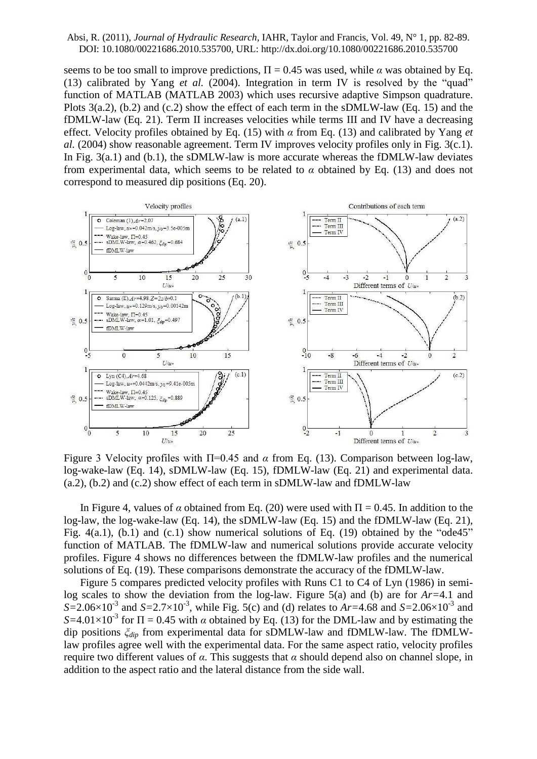seems to be too small to improve predictions, $\Pi = 0.45$ was used, while $\alpha$ was obtained by Eq. (13) calibrated by Yang *et al.* (2004). Integration in term IV is resolved by the "quad" function of MATLAB (MATLAB 2003) which uses recursive adaptive Simpson quadrature. Plots 3(a.2), (b.2) and (c.2) show the effect of each term in the sDMLW-law (Eq. 15) and the fDMLW-law (Eq. 21). Term II increases velocities while terms III and IV have a decreasing effect. Velocity profiles obtained by Eq. (15) with $\alpha$ from Eq. (13) and calibrated by Yang *et al.* (2004) show reasonable agreement. Term IV improves velocity profiles only in Fig. 3(c.1). In Fig. 3(a.1) and (b.1), the sDMLW-law is more accurate whereas the fDMLW-law deviates from experimental data, which seems to be related to $\alpha$ obtained by Eq. (13) and does not correspond to measured dip positions (Eq. 20).

Figure 3 Velocity profiles with $\Pi$=0.45 and $\alpha$ from Eq. (13). Comparison between log-law, log-wake-law (Eq. 14), sDMLW-law (Eq. 15), fDMLW-law (Eq. 21) and experimental data. (a.2), (b.2) and (c.2) show effect of each term in sDMLW-law and fDMLW-law

In Figure 4, values of $\alpha$ obtained from Eq. (20) were used with $\Pi = 0.45$. In addition to the log-law, the log-wake-law (Eq. 14), the sDMLW-law (Eq. 15) and the fDMLW-law (Eq. 21), Fig. 4(a.1), (b.1) and (c.1) show numerical solutions of Eq. (19) obtained by the "ode45" function of MATLAB. The fDMLW-law and numerical solutions provide accurate velocity profiles. Figure 4 shows no differences between the fDMLW-law profiles and the numerical solutions of Eq. (19). These comparisons demonstrate the accuracy of the fDMLW-law.

Figure 5 compares predicted velocity profiles with Runs C1 to C4 of Lyn (1986) in semi-log scales to show the deviation from the log-law. Figure 5(a) and (b) are for $Ar$=4.1 and $S$=2.06×10$^{-3}$ and $S$=2.7×10$^{-3}$, while Fig. 5(c) and (d) relates to $Ar$=4.68 and $S$=2.06×10$^{-3}$ and $S$=4.01×10$^{-3}$ for $\Pi = 0.45$ with $\alpha$ obtained by Eq. (13) for the DML-law and by estimating the dip positions $\xi_{dip}$ from experimental data for sDMLW-law and fDMLW-law. The fDMLW-law profiles agree well with the experimental data. For the same aspect ratio, velocity profiles require two different values of $\alpha$. This suggests that $\alpha$ should depend also on channel slope, in addition to the aspect ratio and the lateral distance from the side wall.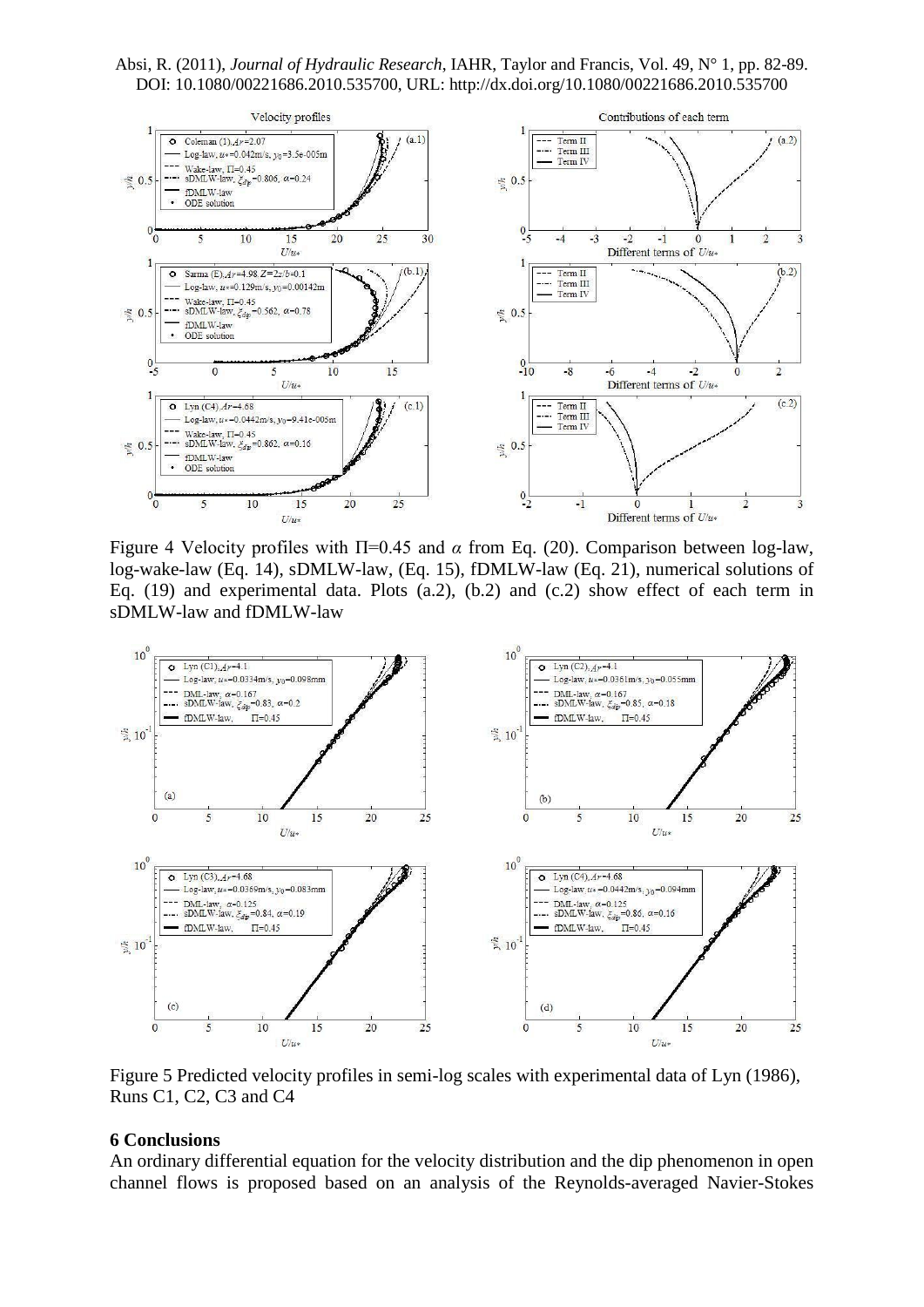Figure 4 Velocity profiles with $\Pi$=0.45 and $\alpha$ from Eq. (20). Comparison between log-law, log-wake-law (Eq. 14), sDMLW-law, (Eq. 15), fDMLW-law (Eq. 21), numerical solutions of Eq. (19) and experimental data. Plots (a.2), (b.2) and (c.2) show effect of each term in sDMLW-law and fDMLW-law

Figure 5 Predicted velocity profiles in semi-log scales with experimental data of Lyn (1986), Runs C1, C2, C3 and C4

## 6 Conclusions

An ordinary differential equation for the velocity distribution and the dip phenomenon in open channel flows is proposed based on an analysis of the Reynolds-averaged Navier-Stokes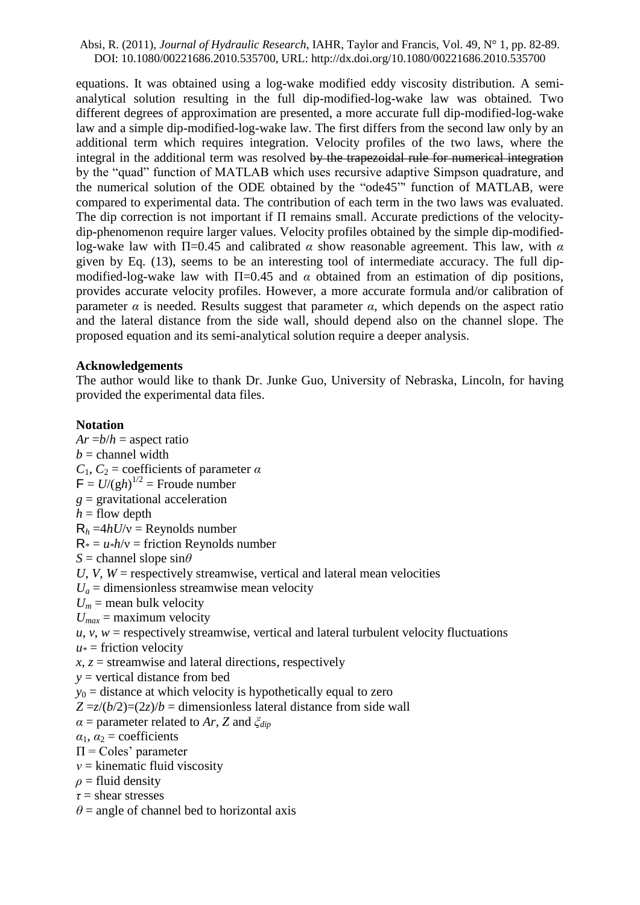equations. It was obtained using a log-wake modified eddy viscosity distribution. A semi-analytical solution resulting in the full dip-modified-log-wake law was obtained. Two different degrees of approximation are presented, a more accurate full dip-modified-log-wake law and a simple dip-modified-log-wake law. The first differs from the second law only by an additional term which requires integration. Velocity profiles of the two laws, where the integral in the additional term was resolved ~~by the trapezoidal rule for numerical integration~~ by the "quad" function of MATLAB which uses recursive adaptive Simpson quadrature, and the numerical solution of the ODE obtained by the "ode45'" function of MATLAB, were compared to experimental data. The contribution of each term in the two laws was evaluated. The dip correction is not important if Π remains small. Accurate predictions of the velocity-dip-phenomenon require larger values. Velocity profiles obtained by the simple dip-modified-log-wake law with Π=0.45 and calibrated $\alpha$ show reasonable agreement. This law, with $\alpha$ given by Eq. (13), seems to be an interesting tool of intermediate accuracy. The full dip-modified-log-wake law with Π=0.45 and $\alpha$ obtained from an estimation of dip positions, provides accurate velocity profiles. However, a more accurate formula and/or calibration of parameter $\alpha$ is needed. Results suggest that parameter $\alpha$, which depends on the aspect ratio and the lateral distance from the side wall, should depend also on the channel slope. The proposed equation and its semi-analytical solution require a deeper analysis.

**Acknowledgements**

The author would like to thank Dr. Junke Guo, University of Nebraska, Lincoln, for having provided the experimental data files.

**Notation**

$Ar = b/h$ = aspect ratio
$b$ = channel width
$C_1$, $C_2$ = coefficients of parameter $\alpha$
$\mathsf{F} = U/(gh)^{1/2}$ = Froude number
$g$ = gravitational acceleration
$h$ = flow depth
$\mathsf{R}_h = 4hU/\nu$ = Reynolds number
$\mathsf{R}_* = u_* h/\nu$ = friction Reynolds number
$S$ = channel slope $\sin\theta$
$U$, $V$, $W$ = respectively streamwise, vertical and lateral mean velocities
$U_a$ = dimensionless streamwise mean velocity
$U_m$ = mean bulk velocity
$U_{max}$ = maximum velocity
$u$, $v$, $w$ = respectively streamwise, vertical and lateral turbulent velocity fluctuations
$u_*$ = friction velocity
$x$, $z$ = streamwise and lateral directions, respectively
$y$ = vertical distance from bed
$y_0$ = distance at which velocity is hypothetically equal to zero
$Z = z/(b/2) = (2z)/b$ = dimensionless lateral distance from side wall
$\alpha$ = parameter related to $Ar$, $Z$ and $\xi_{dip}$
$\alpha_1$, $\alpha_2$ = coefficients
$\Pi$ = Coles' parameter
$\nu$ = kinematic fluid viscosity
$\rho$ = fluid density
$\tau$ = shear stresses
$\theta$ = angle of channel bed to horizontal axis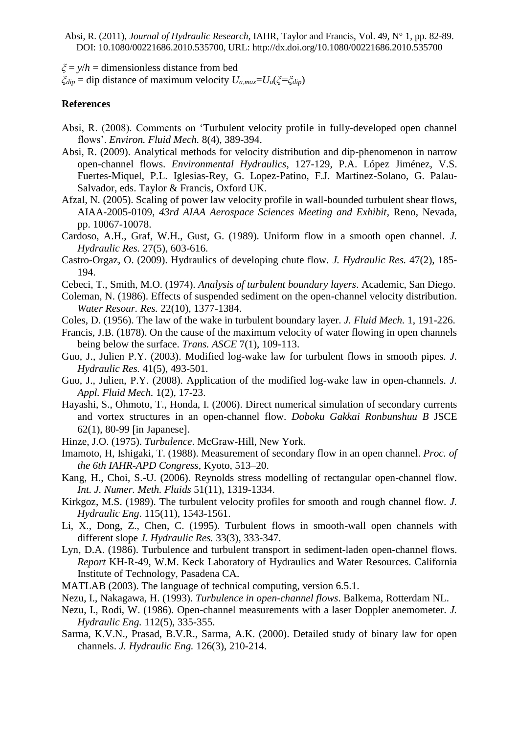$\xi = y/h$ = dimensionless distance from bed

$\xi_{dip}$ = dip distance of maximum velocity $U_{a,max}=U_a(\xi=\xi_{dip})$

## References

Absi, R. (2008). Comments on 'Turbulent velocity profile in fully-developed open channel flows'. *Environ. Fluid Mech.* 8(4), 389-394.

Absi, R. (2009). Analytical methods for velocity distribution and dip-phenomenon in narrow open-channel flows. *Environmental Hydraulics*, 127-129, P.A. López Jiménez, V.S. Fuertes-Miquel, P.L. Iglesias-Rey, G. Lopez-Patino, F.J. Martinez-Solano, G. Palau-Salvador, eds. Taylor & Francis, Oxford UK.

Afzal, N. (2005). Scaling of power law velocity profile in wall-bounded turbulent shear flows, AIAA-2005-0109, *43rd AIAA Aerospace Sciences Meeting and Exhibit*, Reno, Nevada, pp. 10067-10078.

Cardoso, A.H., Graf, W.H., Gust, G. (1989). Uniform flow in a smooth open channel. *J. Hydraulic Res.* 27(5), 603-616.

Castro-Orgaz, O. (2009). Hydraulics of developing chute flow. *J. Hydraulic Res.* 47(2), 185-194.

Cebeci, T., Smith, M.O. (1974). *Analysis of turbulent boundary layers*. Academic, San Diego.

Coleman, N. (1986). Effects of suspended sediment on the open-channel velocity distribution. *Water Resour. Res.* 22(10), 1377-1384.

Coles, D. (1956). The law of the wake in turbulent boundary layer. *J. Fluid Mech.* 1, 191-226.

Francis, J.B. (1878). On the cause of the maximum velocity of water flowing in open channels being below the surface. *Trans. ASCE* 7(1), 109-113.

Guo, J., Julien P.Y. (2003). Modified log-wake law for turbulent flows in smooth pipes. *J. Hydraulic Res.* 41(5), 493-501.

Guo, J., Julien, P.Y. (2008). Application of the modified log-wake law in open-channels. *J. Appl. Fluid Mech.* 1(2), 17-23.

Hayashi, S., Ohmoto, T., Honda, I. (2006). Direct numerical simulation of secondary currents and vortex structures in an open-channel flow. *Doboku Gakkai Ronbunshuu B* JSCE 62(1), 80-99 [in Japanese].

Hinze, J.O. (1975). *Turbulence*. McGraw-Hill, New York.

Imamoto, H, Ishigaki, T. (1988). Measurement of secondary flow in an open channel. *Proc. of the 6th IAHR-APD Congress*, Kyoto, 513–20.

Kang, H., Choi, S.-U. (2006). Reynolds stress modelling of rectangular open-channel flow. *Int. J. Numer. Meth. Fluids* 51(11), 1319-1334.

Kirkgoz, M.S. (1989). The turbulent velocity profiles for smooth and rough channel flow. *J. Hydraulic Eng*. 115(11), 1543-1561.

Li, X., Dong, Z., Chen, C. (1995). Turbulent flows in smooth-wall open channels with different slope *J. Hydraulic Res.* 33(3), 333-347.

Lyn, D.A. (1986). Turbulence and turbulent transport in sediment-laden open-channel flows. *Report* KH-R-49, W.M. Keck Laboratory of Hydraulics and Water Resources. California Institute of Technology, Pasadena CA.

MATLAB (2003). The language of technical computing, version 6.5.1.

Nezu, I., Nakagawa, H. (1993). *Turbulence in open-channel flows*. Balkema, Rotterdam NL.

Nezu, I., Rodi, W. (1986). Open-channel measurements with a laser Doppler anemometer. *J. Hydraulic Eng.* 112(5), 335-355.

Sarma, K.V.N., Prasad, B.V.R., Sarma, A.K. (2000). Detailed study of binary law for open channels. *J. Hydraulic Eng.* 126(3), 210-214.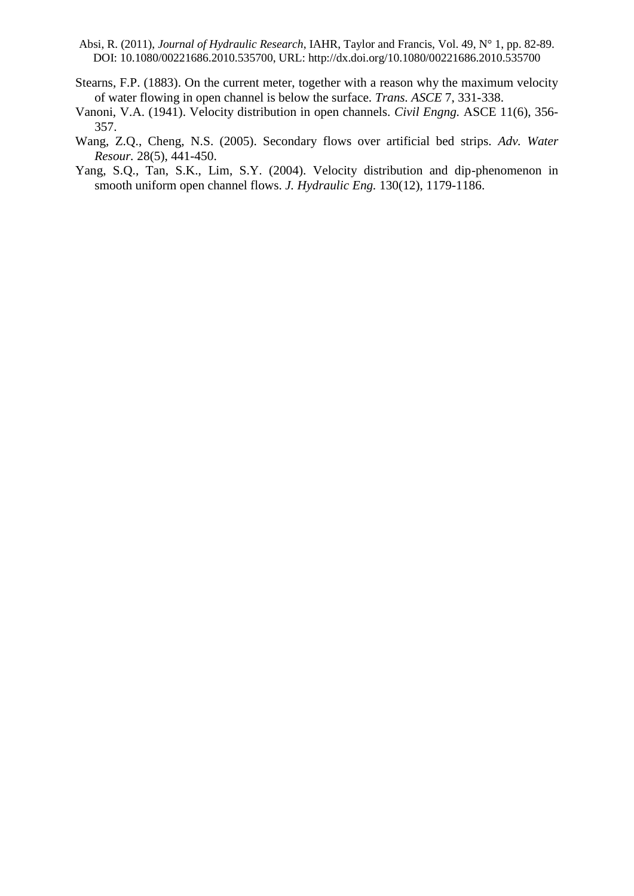Stearns, F.P. (1883). On the current meter, together with a reason why the maximum velocity of water flowing in open channel is below the surface. *Trans. ASCE* 7, 331-338.

Vanoni, V.A. (1941). Velocity distribution in open channels. *Civil Engng.* ASCE 11(6), 356-357.

Wang, Z.Q., Cheng, N.S. (2005). Secondary flows over artificial bed strips. *Adv. Water Resour.* 28(5), 441-450.

Yang, S.Q., Tan, S.K., Lim, S.Y. (2004). Velocity distribution and dip-phenomenon in smooth uniform open channel flows. *J. Hydraulic Eng.* 130(12), 1179-1186.